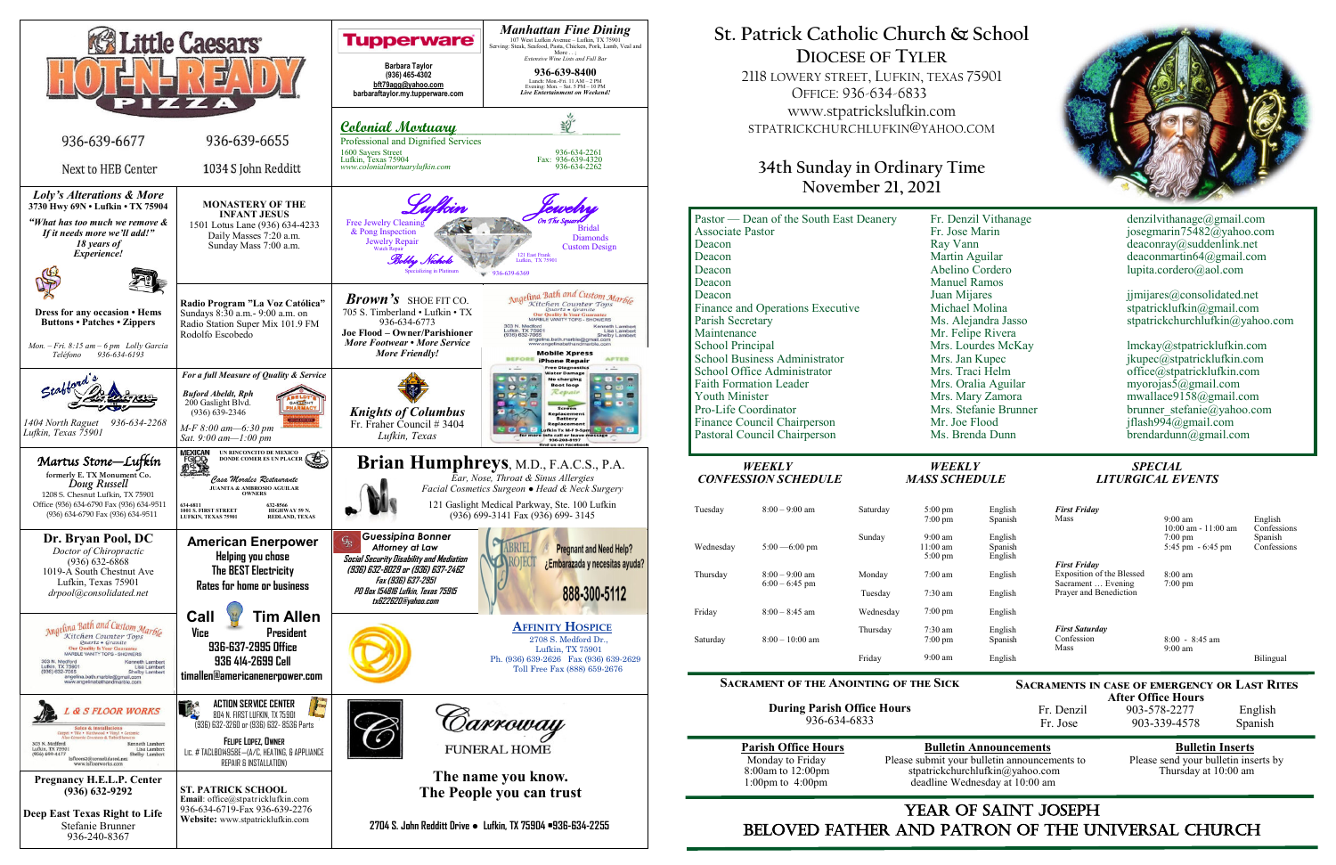# St. Patrick Catholic Church & School

## Diocese of Tyler

2118 LOWERY STREET, LUFKIN, TEXAS 75901
OFFICE: 936-634-6833
www.stpatrickslufkin.com
STPATRICKCHURCHLUFKIN@YAHOO.COM

## 34th Sunday in Ordinary Time
## November 21, 2021

| | | |
|---|---|---|
| Pastor — Dean of the South East Deanery | Fr. Denzil Vithanage | denzilvithanage@gmail.com |
| Associate Pastor | Fr. Jose Marin | josegmarin75482@yahoo.com |
| Deacon | Ray Vann | deaconray@suddenlink.net |
| Deacon | Martin Aguilar | deaconmartin64@gmail.com |
| Deacon | Abelino Cordero | lupita.cordero@aol.com |
| Deacon | Manuel Ramos | |
| Deacon | Juan Mijares | jjmijares@consolidated.net |
| Finance and Operations Executive | Michael Molina | stpatricklufkin@gmail.com |
| Parish Secretary | Ms. Alejandra Jasso | stpatrickchurchlufkin@yahoo.com |
| Maintenance | Mr. Felipe Rivera | |
| School Principal | Mrs. Lourdes McKay | lmckay@stpatricklufkin.com |
| School Business Administrator | Mrs. Jan Kupec | jkupec@stpatricklufkin.com |
| School Office Administrator | Mrs. Traci Helm | office@stpatricklufkin.com |
| Faith Formation Leader | Mrs. Oralia Aguilar | myorojas5@gmail.com |
| Youth Minister | Mrs. Mary Zamora | mwallace9158@gmail.com |
| Pro-Life Coordinator | Mrs. Stefanie Brunner | brunner_stefanie@yahoo.com |
| Finance Council Chairperson | Mr. Joe Flood | jflash994@gmail.com |
| Pastoral Council Chairperson | Ms. Brenda Dunn | brendardunn@gmail.com |

### WEEKLY CONFESSION SCHEDULE

| | |
|---|---|
| Tuesday | 8:00 – 9:00 am |
| Wednesday | 5:00 —6:00 pm |
| Thursday | 8:00 – 9:00 am<br>6:00 – 6:45 pm |
| Friday | 8:00 – 8:45 am |
| Saturday | 8:00 – 10:00 am |

### WEEKLY MASS SCHEDULE

| | | |
|---|---|---|
| Saturday | 5:00 pm<br>7:00 pm | English<br>Spanish |
| Sunday | 9:00 am<br>11:00 am<br>5:00 pm | English<br>Spanish<br>English |
| Monday | 7:00 am | English |
| Tuesday | 7:30 am | English |
| Wednesday | 7:00 pm | English |
| Thursday | 7:30 am<br>7:00 pm | English<br>Spanish |
| Friday | 9:00 am | English |

### SPECIAL LITURGICAL EVENTS

| | | |
|---|---|---|
| ***First Friday*** Mass | 9:00 am<br>10:00 am - 11:00 am<br>7:00 pm<br>5:45 pm - 6:45 pm | English<br>Confessions<br>Spanish<br>Confessions |
| ***First Friday*** Exposition of the Blessed Sacrament … Evening Prayer and Benediction | 8:00 am<br>7:00 pm | |
| ***First Saturday*** Confession<br>Mass | 8:00 - 8:45 am<br>9:00 am | Bilingual |

### SACRAMENT OF THE ANOINTING OF THE SICK

**During Parish Office Hours**
936-634-6833

### SACRAMENTS IN CASE OF EMERGENCY OR LAST RITES

**After Office Hours**

| | | |
|---|---|---|
| Fr. Denzil | 903-578-2277 | English |
| Fr. Jose | 903-339-4578 | Spanish |

**Parish Office Hours**
Monday to Friday
8:00am to 12:00pm
1:00pm to 4:00pm

**Bulletin Announcements**
Please submit your bulletin announcements to stpatrickchurchlufkin@yahoo.com deadline Wednesday at 10:00 am

**Bulletin Inserts**
Please send your bulletin inserts by Thursday at 10:00 am

## YEAR OF SAINT JOSEPH
## BELOVED FATHER AND PATRON OF THE UNIVERSAL CHURCH

---

**Little Caesars HOT-N-READY PIZZA**
936-639-6677 — Next to HEB Center
936-639-6655 — 1034 S John Redditt

**Tupperware**
Barbara Taylor
(936) 465-4302
bft79aga@yahoo.com
barbarataylor.my.tupperware.com

***Manhattan Fine Dining***
107 West Lufkin Avenue – Lufkin, TX 75901
Serving: Steak, Seafood, Pasta, Chicken, Pork, Lamb, Veal and More . . .
Extensive Wine List and Full Bar
**936-639-8400**
Lunch: Mon.-Fri. 11 AM – 2 PM
Evening: Mon. – Sat. 5 PM – 10 PM
*Live Entertainment on Weekend!*

***Colonial Mortuary***
Professional and Dignified Services
1600 Sayers Street
Lufkin, Texas 75904
www.colonialmortuarylufkin.com
936-634-2261
Fax: 936-639-4320
936-634-2262

***Loly's Alterations & More***
**3730 Hwy 69N • Lufkin • TX 75904**
***"What has too much we remove & If it needs more we'll add!"***
***18 years of Experience!***
**Dress for any occasion • Hems Buttons • Patches • Zippers**
*Mon. – Fri. 8:15 am – 6 pm Lolly Garcia*
*Teléfono 936-634-6193*

**MONASTERY OF THE INFANT JESUS**
1501 Lotus Lane (936) 634-4233
Daily Masses 7:20 a.m.
Sunday Mass 7:00 a.m.

**Lufkin Jewelry** — On The Square
Free Jewelry Cleaning & Pong Inspection
Jewelry Repair
Watch Repair
Bobby Nichols
Specializing in Platinum
Bridal
Diamonds
Custom Design
121 East Frank
Lufkin, TX 75901
936-639-6369

**Radio Program "La Voz Católica"**
Sundays 8:30 a.m.- 9:00 a.m. on Radio Station Super Mix 101.9 FM
Rodolfo Escobedo

***Brown's*** SHOE FIT CO.
705 S. Timberland • Lufkin • TX
936-634-6773
**Joe Flood – Owner/Parishioner**
***More Footwear • More Service More Friendly!***

**Angelina Bath and Custom Marble**
Kitchen Counter Tops
Quartz • Granite
Our Quality Is Your Guarantee
MARBLE VANITY TOPS - SHOWERS
303 N. Medford
Lufkin, TX 75901
(936) 632-7065
Kenneth Lambert
Lisa Lambert
Shelby Lambert
angelina.bath.marble@gmail.com
www.angelinabathandmarble.com

**Mobile Xpress** iPhone Repair
Free Diagnostics
Water Damage
No charging
Boot loop
Screen Replacement
Battery Replacement
Lufkin Tx M-F 9-5pm
No more bills call or leave message
936-205-8157
find us on Facebook

**Stafford's Pharmacy**
1404 North Raguet 936-634-2268
Lufkin, Texas 75901

***For a full Measure of Quality & Service***
***Buford Abeldt, Rph***
200 Gaslight Blvd.
(936) 639-2346
*M-F 8:00 am—6:30 pm*
*Sat. 9:00 am—1:00 pm*
Abeldt's Gaslight Pharmacy

***Knights of Columbus***
Fr. Fraher Council # 3404
*Lufkin, Texas*

***Martus Stone—Lufkin***
formerly E. TX Monument Co.
*Doug Russell*
1208 S. Chesnut Lufkin, TX 75901
Office (936) 634-6790 Fax (936) 634-9511
(936) 634-6790 Fax (936) 634-9511

**MEXICAN FOOD** — UN RINCONCITO DE MEXICO DONDE COMER ES UN PLACER
*Casa Morales Restaurante*
JUANITA & AMBROSIO AGUILAR OWNERS
634-6811 — 1001 S. FIRST STREET LUFKIN, TEXAS 75901
632-8566 — HIGHWAY 59 N. REDLAND, TEXAS

**Brian Humphreys**, M.D., F.A.C.S., P.A.
*Ear, Nose, Throat & Sinus Allergies*
*Facial Cosmetics Surgeon • Head & Neck Surgery*
121 Gaslight Medical Parkway, Ste. 100 Lufkin
(936) 699-3141 Fax (936) 699- 3145

**Dr. Bryan Pool, DC**
*Doctor of Chiropractic*
(936) 632-6868
1019-A South Chestnut Ave
Lufkin, Texas 75901
*drpool@consolidated.net*

**American Enerpower**
Helping you chose
The BEST Electricity
Rates for home or business

**Guessipina Bonner**
*Attorney at Law*
*Social Security Disability and Mediation*
*(936) 632-8029 or (936) 637-2462*
*Fax (936) 637-2951*
*PO Box 154816 Lufkin, Texas 75915*
*tx622620@yahoo.com*

**Gabriel Project**
Pregnant and Need Help?
¿Embarazada y necesitas ayuda?
888-300-5112

**Call Tim Allen**
Vice President
936-637-2995 Office
936 414-2699 Cell
timallen@americanenerpower.com

**AFFINITY HOSPICE**
2708 S. Medford Dr.,
Lufkin, TX 75901
Ph. (936) 639-2626 Fax (936) 639-2629
Toll Free Fax (888) 659-2676

**L & S FLOOR WORKS**
Sales & Installation
Carpet • Tile • Hardwood • Vinyl • Ceramic
303 N. Medford
Lufkin, TX 75901
(936) 699-4477
Kenneth Lambert
Lisa Lambert
Shelby Lambert
lsfloors@consolidated.net
www.lsfloorworks.com

**ACTION SERVICE CENTER**
804 N. FIRST LUFKIN, TX 75901
(936) 632-3260 or (936) 632- 8536 Parts
FELIPE LOPEZ, OWNER
LIC. # TACLB049586E—(A/C, HEATING, & APPLIANCE REPAIR & INSTALLATION)

**Carroway FUNERAL HOME**
**The name you know.**
**The People you can trust**
2704 S. John Redditt Drive • Lufkin, TX 75904 •936-634-2255

**Pregnancy H.E.L.P. Center**
**(936) 632-9292**

**Deep East Texas Right to Life**
Stefanie Brunner
936-240-8367

**ST. PATRICK SCHOOL**
**Email**: office@stpatricklufkin.com
936-634-6719-Fax 936-639-2276
**Website:** www.stpatricklufkin.com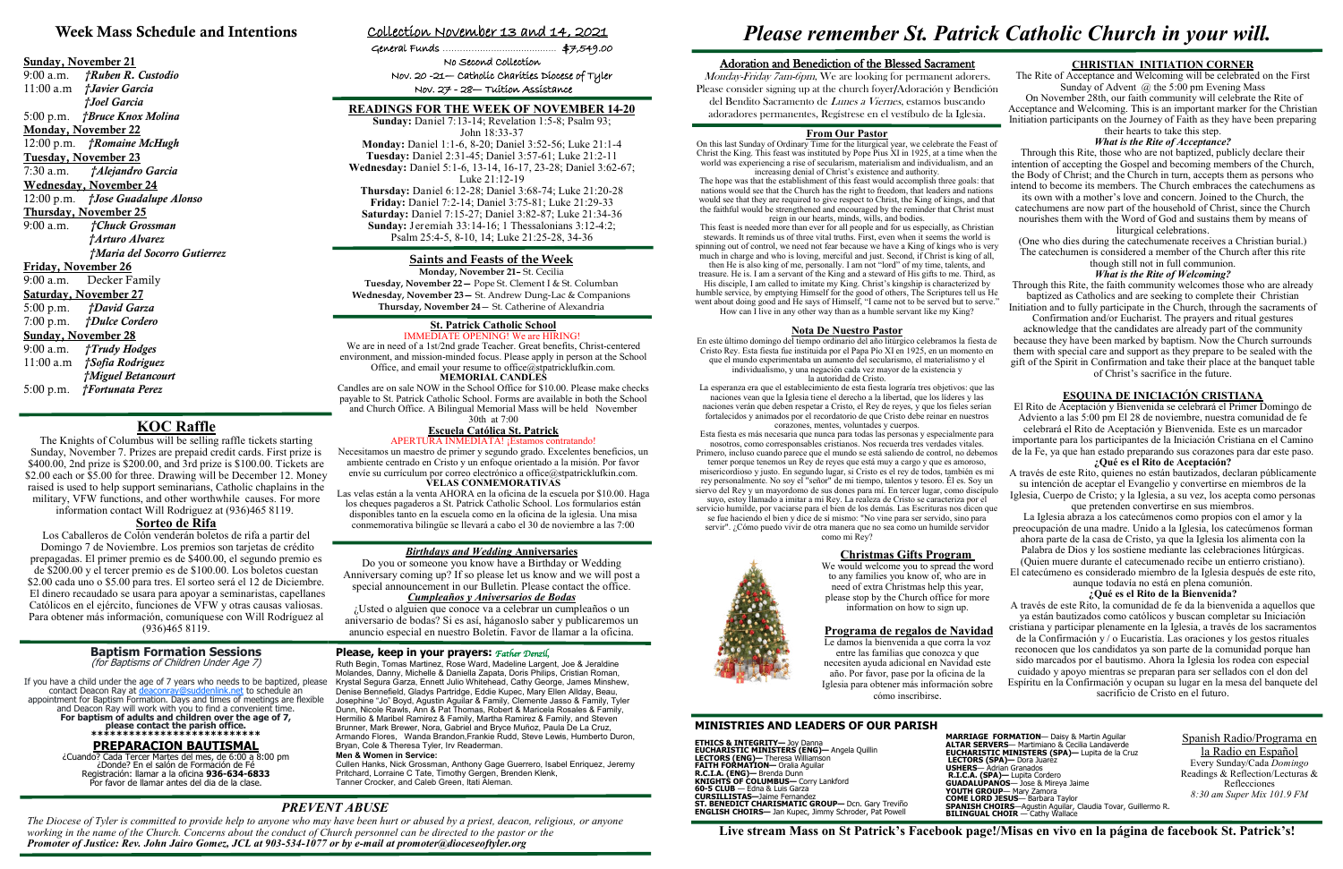# Week Mass Schedule and Intentions

**Sunday, November 21**
9:00 a.m. *†Ruben R. Custodio*
11:00 a.m *†Javier Garcia*
*†Joel Garcia*
5:00 p.m. *†Bruce Knox Molina*

**Monday, November 22**
12:00 p.m. *†Romaine McHugh*

**Tuesday, November 23**
7:30 a.m. *†Alejandro Garcia*

**Wednesday, November 24**
12:00 p.m. *†Jose Guadalupe Alonso*

**Thursday, November 25**
9:00 a.m. *†Chuck Grossman*
*†Arturo Alvarez*
*†Maria del Socorro Gutierrez*

**Friday, November 26**
9:00 a.m. Decker Family

**Saturday, November 27**
5:00 p.m. *†David Garza*
7:00 p.m. *†Dulce Cordero*

**Sunday, November 28**
9:00 a.m. *†Trudy Hodges*
11:00 a.m *†Sofia Rodriguez*
*†Miguel Betancourt*
5:00 p.m. *†Fortunata Perez*

## KOC Raffle

The Knights of Columbus will be selling raffle tickets starting Sunday, November 7. Prizes are prepaid credit cards. First prize is $400.00, 2nd prize is $200.00, and 3rd prize is $100.00. Tickets are $2.00 each or $5.00 for three. Drawing will be December 12. Money raised is used to help support seminarians, Catholic chaplains in the military, VFW functions, and other worthwhile causes. For more information contact Will Rodriguez at (936)465 8119.

## Sorteo de Rifa

Los Caballeros de Colón venderán boletos de rifa a partir del Domingo 7 de Noviembre. Los premios son tarjetas de crédito prepagadas. El primer premio es de $400.00, el segundo premio es de $200.00 y el tercer premio es de $100.00. Los boletos cuestan $2.00 cada uno o $5.00 para tres. El sorteo será el 12 de Diciembre. El dinero recaudado se usara para apoyar a seminaristas, capellanes Católicos en el ejército, funciones de VFW y otras causas valiosas. Para obtener más información, comuníquese con Will Rodríguez al (936)465 8119.

## Baptism Formation Sessions

*(for Baptisms of Children Under Age 7)*

If you have a child under the age of 7 years who needs to be baptized, please contact Deacon Ray at deaconray@suddenlink.net to schedule an appointment for Baptism Formation. Days and times of meetings are flexible and Deacon Ray will work with you to find a convenient time.
**For baptism of adults and children over the age of 7, please contact the parish office.**
**\*\*\*\*\*\*\*\*\*\*\*\*\*\*\*\*\*\*\*\*\*\*\*\*\*\*\*\*\***

## PREPARACION BAUTISMAL

¿Cuándo? Cada Tercer Martes del mes, de 6:00 a 8:00 pm
¿Donde? En el salón de Formación de Fé
Registración: llamar a la oficina **936-634-6833**
Por favor de llamar antes del día de la clase.

## Collection November 13 and 14, 2021

General Funds ........................................ $7,549.00

No Second Collection
Nov. 20 -21— Catholic Charities Diocese of Tyler
Nov. 27 - 28— Tuition Assistance

## READINGS FOR THE WEEK OF NOVEMBER 14-20

**Sunday:** Daniel 7:13-14; Revelation 1:5-8; Psalm 93; John 18:33-37
**Monday:** Daniel 1:1-6, 8-20; Daniel 3:52-56; Luke 21:1-4
**Tuesday:** Daniel 2:31-45; Daniel 3:57-61; Luke 21:2-11
**Wednesday:** Daniel 5:1-6, 13-14, 16-17, 23-28; Daniel 3:62-67; Luke 21:12-19
**Thursday:** Daniel 6:12-28; Daniel 3:68-74; Luke 21:20-28
**Friday:** Daniel 7:2-14; Daniel 3:75-81; Luke 21:29-33
**Saturday:** Daniel 7:15-27; Daniel 3:82-87; Luke 21:34-36
**Sunday:** Jeremiah 33:14-16; 1 Thessalonians 3:12-4:2; Psalm 25:4-5, 8-10, 14; Luke 21:25-28, 34-36

## Saints and Feasts of the Week

**Monday, November 21–** St. Cecilia
**Tuesday, November 22 –** Pope St. Clement I & St. Columban
**Wednesday, November 23 –** St. Andrew Dung-Lac & Companions
**Thursday, November 24 –** St. Catherine of Alexandria

## St. Patrick Catholic School

IMMEDIATE OPENING! We are HIRING!

We are in need of a 1st/2nd grade Teacher. Great benefits, Christ-centered environment, and mission-minded focus. Please apply in person at the School Office, and email your resume to office@stpatricklufkin.com.

**MEMORIAL CANDLES**

Candles are on sale NOW in the School Office for $10.00. Please make checks payable to St. Patrick Catholic School. Forms are available in both the School and Church Office. A Bilingual Memorial Mass will be held November 30th at 7:00

## Escuela Católica St. Patrick

APERTURA INMEDIATA! ¡Estamos contratando!

Necesitamos un maestro de primer y segundo grado. Excelentes beneficios, un ambiente centrado en Cristo y un enfoque orientado a la misión. Por favor envíe su currículum por correo electrónico a office@stpatricklufkin.com.

**VELAS CONMEMORATIVAS**

Las velas están a la venta AHORA en la oficina de la escuela por $10.00. Haga los cheques pagaderos a St. Patrick Catholic School. Los formularios están disponibles tanto en la escuela como en la oficina de la iglesia. Una misa conmemorativa bilingüe se llevará a cabo el 30 de noviembre a las 7:00

## *Birthdays and Wedding Anniversaries*

Do you or someone you know have a Birthday or Wedding Anniversary coming up? If so please let us know and we will post a special announcement in our Bulletin. Please contact the office.

### *Cumpleaños y Aniversarios de Bodas*

¿Usted o alguien que conoce va a celebrar un cumpleaños o un aniversario de bodas? Si es así, háganoslo saber y publicaremos un anuncio especial en nuestro Boletín. Favor de llamar a la oficina.

## Please, keep in your prayers: *Father Denzil,*

Ruth Begin, Tomas Martinez, Rose Ward, Madeline Largent, Joe & Jeraldine Molandes, Danny, Michelle & Daniella Zapata, Doris Philips, Cristian Roman, Krystal Segura Garza, Ennett Julio Whitehead, Cathy George, James Minshew, Denise Bennefield, Gladys Partridge, Eddie Kupec, Mary Ellen Allday, Beau, Josephine "Jo" Boyd, Agustin Aguilar & Family, Clemente Jasso & Family, Tyler Dunn, Nicole Rawls, Ann & Pat Thomas, Robert & Maricela Rosales & Family, Hermilio & Maribel Ramirez & Family, Martha Ramirez & Family, and Steven Brunner, Mark Brewer, Nora, Gabriel and Bryce Muñoz, Paula De La Cruz, Armando Flores, Wanda Brandon,Frankie Rudd, Steve Lewis, Humberto Duron, Bryan, Cole & Theresa Tyler, Irv Readerman.

**Men & Women in Service:**
Cullen Hanks, Nick Grossman, Anthony Gage Guerrero, Isabel Enriquez, Jeremy Pritchard, Lorraine C Tate, Timothy Gergen, Brenden Klenk, Tanner Crocker, and Caleb Green, Itati Aleman.

## *PREVENT ABUSE*

*The Diocese of Tyler is committed to provide help to anyone who may have been hurt or abused by a priest, deacon, religious, or anyone working in the name of the Church. Concerns about the conduct of Church personnel can be directed to the pastor or the* ***Promoter of Justice: Rev. John Jairo Gomez, JCL at 903-534-1077 or by e-mail at promoter@dioceseoftyler.org***

# *Please remember St. Patrick Catholic Church in your will.*

## Adoration and Benediction of the Blessed Sacrament

*Monday-Friday 7am-6pm*, We are looking for permanent adorers. Please consider signing up at the church foyer/Adoración y Bendición del Bendito Sacramento de *Lunes a Viernes*, estamos buscando adoradores permanentes, Regístrese en el vestíbulo de la Iglesia.

## From Our Pastor

On this last Sunday of Ordinary Time for the liturgical year, we celebrate the Feast of Christ the King. This feast was instituted by Pope Pius XI in 1925, at a time when the world was experiencing a rise of secularism, materialism and individualism, and an increasing denial of Christ's existence and authority.

The hope was that the establishment of this feast would accomplish three goals: that nations would see that the Church has the right to freedom, that leaders and nations would see that they are required to give respect to Christ, the King of kings, and that the faithful would be strengthened and encouraged by the reminder that Christ must reign in our hearts, minds, wills, and bodies.

This feast is needed more than ever for all people and for us especially, as Christian stewards. It reminds us of three vital truths. First, even when it seems the world is spinning out of control, we need not fear because we have a King of kings who is very much in charge and who is loving, merciful and just. Second, if Christ is king of all, then He is also king of me, personally. I am not "lord" of my time, talents, and treasure. He is. I am a servant of the King and a steward of His gifts to me. Third, as His disciple, I am called to imitate my King. Christ's kingship is characterized by humble service, by emptying Himself for the good of others, The Scriptures tell us He went about doing good and He says of Himself, "I came not to be served but to serve." How can I live in any other way than as a humble servant like my King?

## Nota De Nuestro Pastor

En este último domingo del tiempo ordinario del año litúrgico celebramos la fiesta de Cristo Rey. Esta fiesta fue instituida por el Papa Pío XI en 1925, en un momento en que el mundo experimentaba un aumento del secularismo, el materialismo y el individualismo, y una negación cada vez mayor de la existencia y la autoridad de Cristo.

La esperanza era que el establecimiento de esta fiesta lograría tres objetivos: que las naciones vean que la Iglesia tiene el derecho a la libertad, que los líderes y las naciones verán que deben respetar a Cristo, el Rey de reyes, y que los fieles serían fortalecidos y animados por el recordatorio de que Cristo debe reinar en nuestros corazones, mentes, voluntades y cuerpos.

Esta fiesta es más necesaria que nunca para todas las personas y especialmente para nosotros, como corresponsables cristianos. Nos recuerda tres verdades vitales. Primero, incluso cuando parece que el mundo se está saliendo de control, no debemos tener porque tenemos un Rey de reyes que está muy a cargo y que es amoroso, misericordioso y justo. En segundo lugar, si Cristo es el rey de todos, también es mi rey personalmente. No soy el "señor" de mi tiempo, talentos y tesoro. Él es. Soy un siervo del Rey y un mayordomo de sus dones para mí. En tercer lugar, como discípulo suyo, estoy llamado a imitar a mi Rey. La realeza de Cristo se caracteriza por el servicio humilde, por vaciarse para el bien de los demás. Las Escrituras nos dicen que se fue haciendo el bien y dice de sí mismo: "No vine para ser servido, sino para servir". ¿Cómo puedo vivir de otra manera que no sea como un humilde servidor como mi Rey?

## Christmas Gifts Program

We would welcome you to spread the word to any families you know of, who are in need of extra Christmas help this year, please stop by the Church office for more information on how to sign up.

## Programa de regalos de Navidad

Le damos la bienvenida a que corra la voz entre las familias que conozca y que necesiten ayuda adicional en Navidad este año. Por favor, pase por la oficina de la Iglesia para obtener más información sobre cómo inscribirse.

## CHRISTIAN INITIATION CORNER

The Rite of Acceptance and Welcoming will be celebrated on the First Sunday of Advent @ the 5:00 pm Evening Mass

On November 28th, our faith community will celebrate the Rite of Acceptance and Welcoming. This is an important marker for the Christian Initiation participants on the Journey of Faith as they have been preparing their hearts to take this step.

### *What is the Rite of Acceptance?*

Through this Rite, those who are not baptized, publicly declare their intention of accepting the Gospel and becoming members of the Church, the Body of Christ; and the Church in turn, accepts them as persons who intend to become its members. The Church embraces the catechumens as its own with a mother's love and concern. Joined to the Church, the catechumens are now part of the household of Christ, since the Church nourishes them with the Word of God and sustains them by means of liturgical celebrations.

(One who dies during the catechumenate receives a Christian burial.) The catechumen is considered a member of the Church after this rite though still not in full communion.

### *What is the Rite of Welcoming?*

Through this Rite, the faith community welcomes those who are already baptized as Catholics and are seeking to complete their Christian Initiation and to fully participate in the Church, through the sacraments of Confirmation and/or Eucharist. The prayers and ritual gestures acknowledge that the candidates are already part of the community because they have been marked by baptism. Now the Church surrounds them with special care and support as they prepare to be sealed with the gift of the Spirit in Confirmation and take their place at the banquet table of Christ's sacrifice in the future.

## ESQUINA DE INICIACIÓN CRISTIANA

El Rito de Aceptación y Bienvenida se celebrará el Primer Domingo de Adviento a las 5:00 pm El 28 de noviembre, nuestra comunidad de fe celebrará el Rito de Aceptación y Bienvenida. Este es un marcador importante para los participantes de la Iniciación Cristiana en el Camino de la Fe, ya que han estado preparando sus corazones para dar este paso.

### ¿Qué es el Rito de Aceptación?

A través de este Rito, quienes no están bautizados, declaran públicamente su intención de aceptar el Evangelio y convertirse en miembros de la Iglesia, Cuerpo de Cristo; y la Iglesia, a su vez, los acepta como personas que pretenden convertirse en sus miembros.

La Iglesia abraza a los catecúmenos como propios con el amor y la preocupación de una madre. Unido a la Iglesia, los catecúmenos forman ahora parte de la casa de Cristo, ya que la Iglesia los alimenta con la Palabra de Dios y los sostiene mediante las celebraciones litúrgicas. (Quien muere durante el catecumenado recibe un entierro cristiano). El catecúmeno es considerado miembro de la Iglesia después de este rito, aunque todavía no está en plena comunión.

### ¿Qué es el Rito de la Bienvenida?

A través de este Rito, la comunidad de fe da la bienvenida a aquellos que ya están bautizados como católicos y buscan completar su Iniciación cristiana y participar plenamente en la Iglesia, a través de los sacramentos de la Confirmación y / o Eucaristía. Las oraciones y los gestos rituales reconocen que los candidatos ya son parte de la comunidad porque han sido marcados por el bautismo. Ahora la Iglesia los rodea con especial cuidado y apoyo mientras se preparan para ser sellados con el don del Espíritu en la Confirmación y ocupan su lugar en la mesa del banquete del sacrificio de Cristo en el futuro.

## MINISTRIES AND LEADERS OF OUR PARISH

**ETHICS & INTEGRITY—** Joy Danna
**EUCHARISTIC MINISTERS (ENG)—** Angela Quillin
**LECTORS (ENG)—** Theresa Williamson
**FAITH FORMATION—** Oralia Aguilar
**R.C.I.A. (ENG)—** Brenda Dunn
**KNIGHTS OF COLUMBUS—** Corry Lankford
**60-5 CLUB** — Edna & Luis Garza
**CURSILLISTAS—**Jaime Fernandez
**ST. BENEDICT CHARISMATIC GROUP—** Dcn. Gary Treviño
**ENGLISH CHOIRS—** Jan Kupec, Jimmy Schroder, Pat Powell
**MARRIAGE FORMATION**— Daisy & Martin Aguilar
**ALTAR SERVERS**— Martimiano & Cecilia Landaverde
**EUCHARISTIC MINISTERS (SPA)—** Lupita de la Cruz
**LECTORS (SPA)—** Dora Juarez
**USHERS**— Adrian Granados
**R.I.C.A. (SPA)—** Lupita Cordero
**GUADALUPANOS**— Jose & Mireya Jaime
**YOUTH GROUP**— Mary Zamora
**COME LORD JESUS**— Barbara Taylor
**SPANISH CHOIRS**—Agustin Aguilar, Claudia Tovar, Guillermo R.
**BILINGUAL CHOIR** — Cathy Wallace

Spanish Radio/Programa en la Radio en Español
Every Sunday/Cada *Domingo* Readings & Reflection/Lecturas & Reflecciones
*8:30 am Super Mix 101.9 FM*

**Live stream Mass on St Patrick's Facebook page!/Misas en vivo en la página de facebook St. Patrick's!**